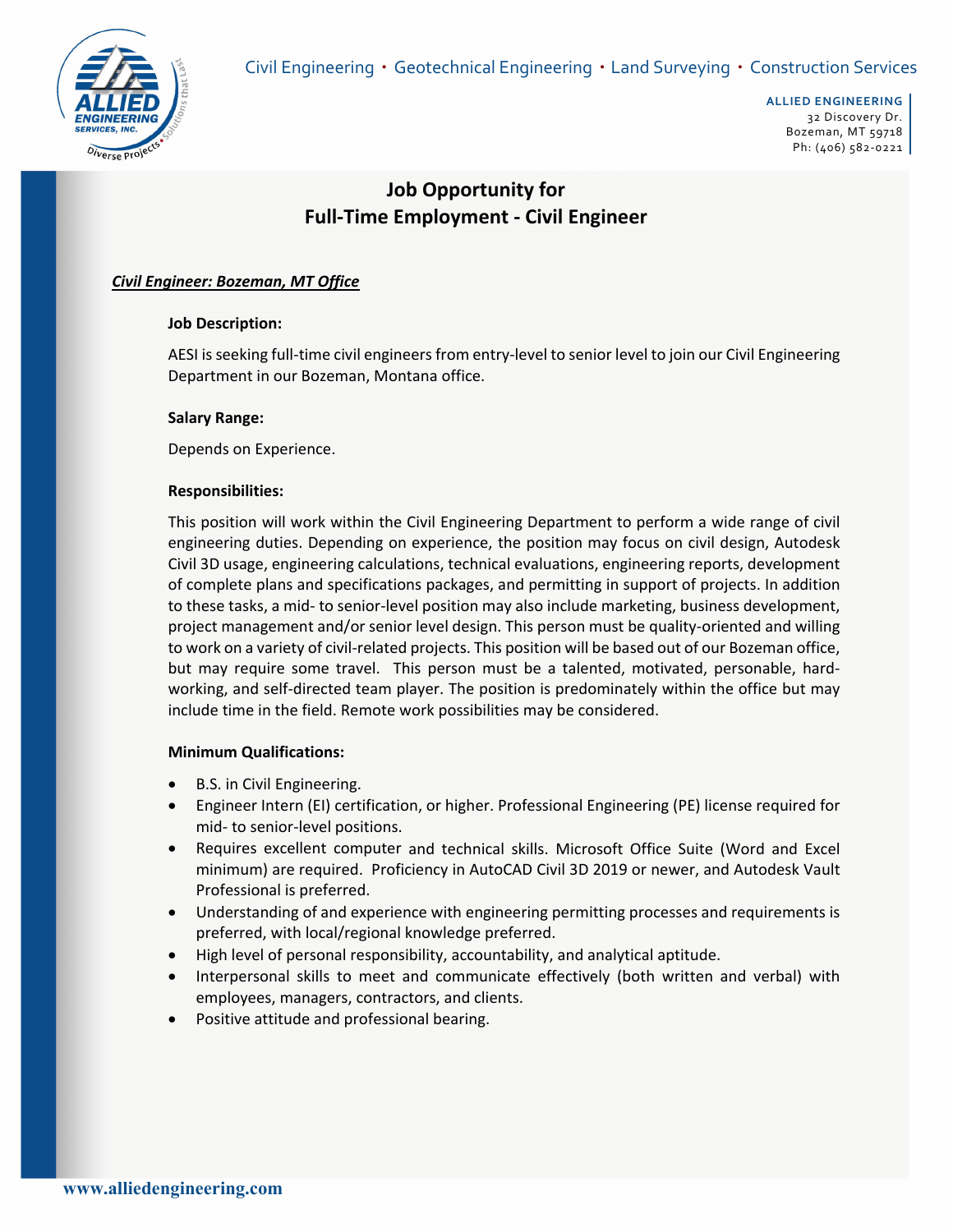Civil Engineering • Geotechnical Engineering • Land Surveying • Construction Services

**ALLIED ENGINEERING**
32 Discovery Dr.
Bozeman, MT 59718
Ph: (406) 582-0221

# Job Opportunity for
# Full-Time Employment - Civil Engineer

***Civil Engineer: Bozeman, MT Office***

**Job Description:**

AESI is seeking full-time civil engineers from entry-level to senior level to join our Civil Engineering Department in our Bozeman, Montana office.

**Salary Range:**

Depends on Experience.

**Responsibilities:**

This position will work within the Civil Engineering Department to perform a wide range of civil engineering duties. Depending on experience, the position may focus on civil design, Autodesk Civil 3D usage, engineering calculations, technical evaluations, engineering reports, development of complete plans and specifications packages, and permitting in support of projects. In addition to these tasks, a mid- to senior-level position may also include marketing, business development, project management and/or senior level design. This person must be quality-oriented and willing to work on a variety of civil-related projects. This position will be based out of our Bozeman office, but may require some travel. This person must be a talented, motivated, personable, hard-working, and self-directed team player. The position is predominately within the office but may include time in the field. Remote work possibilities may be considered.

**Minimum Qualifications:**

- B.S. in Civil Engineering.
- Engineer Intern (EI) certification, or higher. Professional Engineering (PE) license required for mid- to senior-level positions.
- Requires excellent computer and technical skills. Microsoft Office Suite (Word and Excel minimum) are required. Proficiency in AutoCAD Civil 3D 2019 or newer, and Autodesk Vault Professional is preferred.
- Understanding of and experience with engineering permitting processes and requirements is preferred, with local/regional knowledge preferred.
- High level of personal responsibility, accountability, and analytical aptitude.
- Interpersonal skills to meet and communicate effectively (both written and verbal) with employees, managers, contractors, and clients.
- Positive attitude and professional bearing.

www.alliedengineering.com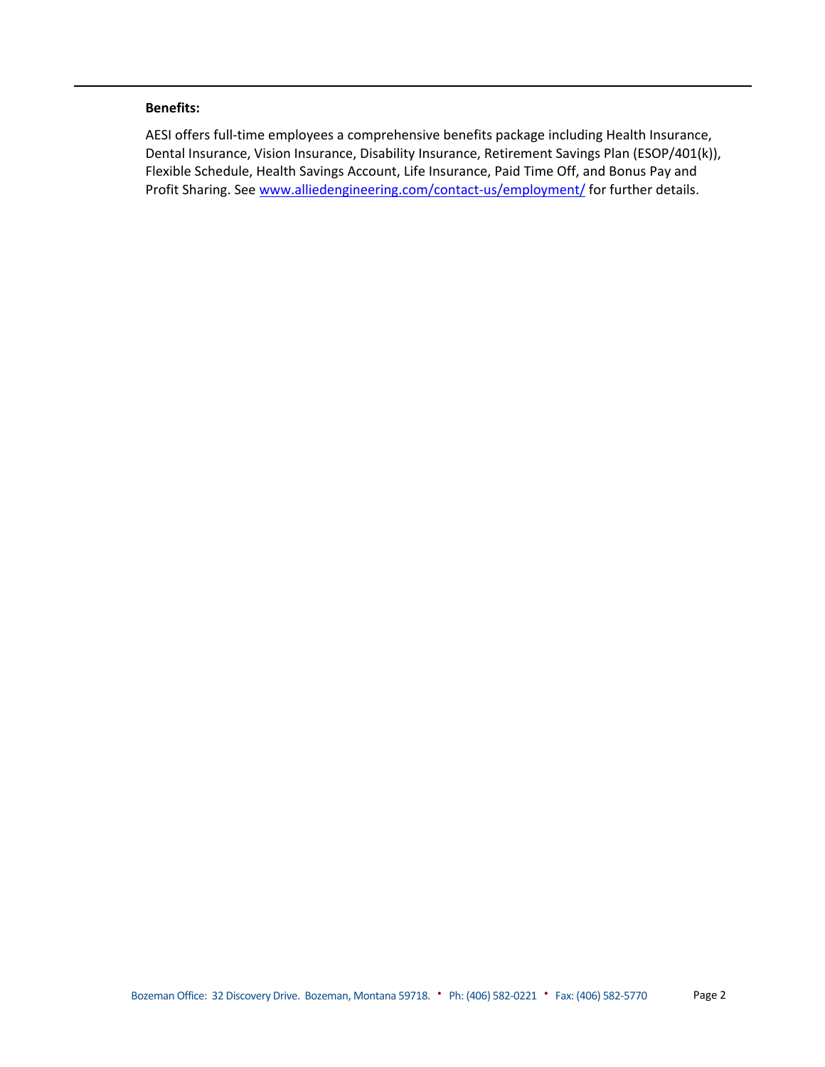**Benefits:**

AESI offers full-time employees a comprehensive benefits package including Health Insurance, Dental Insurance, Vision Insurance, Disability Insurance, Retirement Savings Plan (ESOP/401(k)), Flexible Schedule, Health Savings Account, Life Insurance, Paid Time Off, and Bonus Pay and Profit Sharing. See [www.alliedengineering.com/contact-us/employment/](www.alliedengineering.com/contact-us/employment/) for further details.